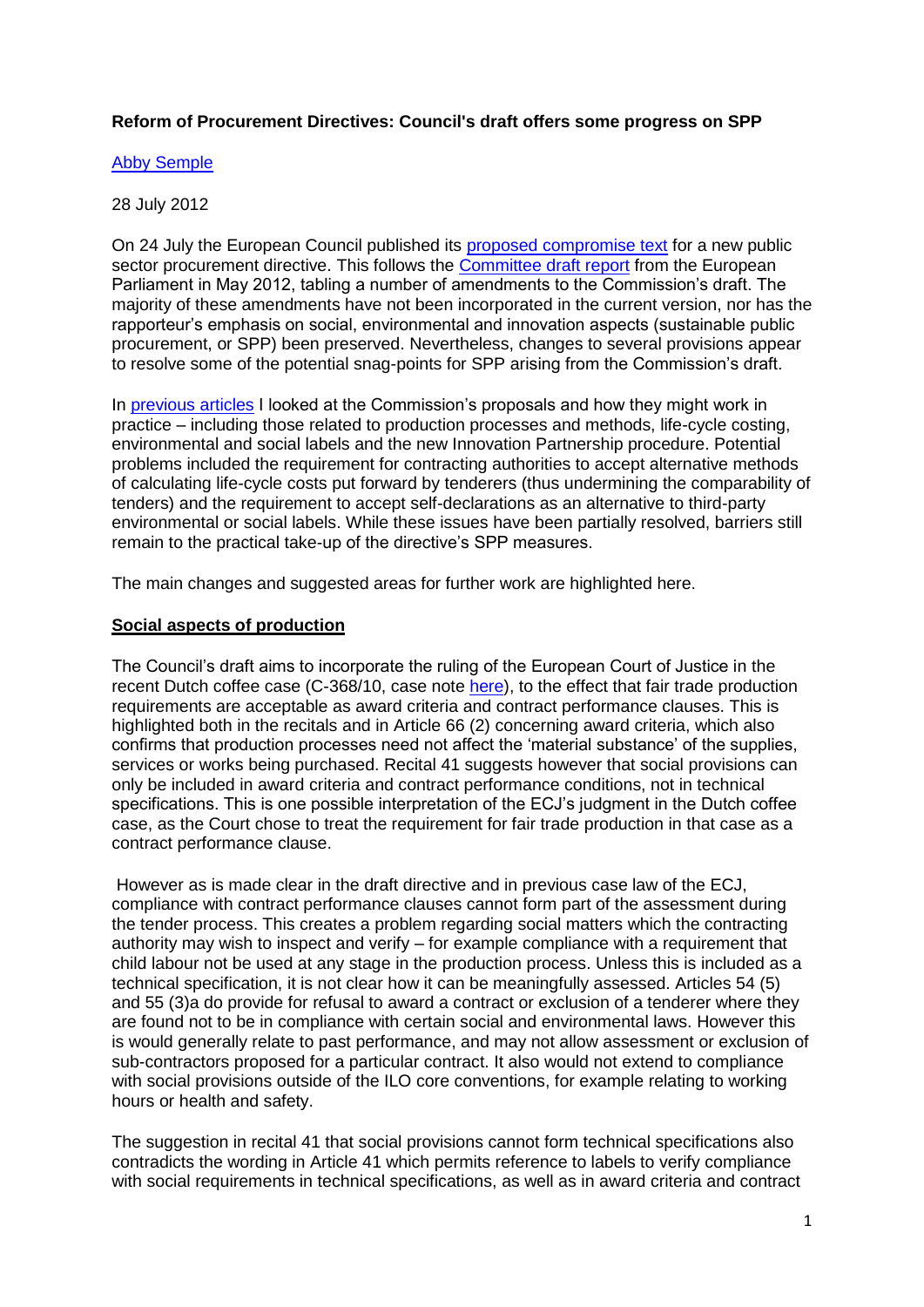**Reform of Procurement Directives: Council's draft offers some progress on SPP**

Abby Semple

28 July 2012

On 24 July the European Council published its proposed compromise text for a new public sector procurement directive. This follows the Committee draft report from the European Parliament in May 2012, tabling a number of amendments to the Commission's draft. The majority of these amendments have not been incorporated in the current version, nor has the rapporteur's emphasis on social, environmental and innovation aspects (sustainable public procurement, or SPP) been preserved. Nevertheless, changes to several provisions appear to resolve some of the potential snag-points for SPP arising from the Commission's draft.

In previous articles I looked at the Commission's proposals and how they might work in practice – including those related to production processes and methods, life-cycle costing, environmental and social labels and the new Innovation Partnership procedure. Potential problems included the requirement for contracting authorities to accept alternative methods of calculating life-cycle costs put forward by tenderers (thus undermining the comparability of tenders) and the requirement to accept self-declarations as an alternative to third-party environmental or social labels. While these issues have been partially resolved, barriers still remain to the practical take-up of the directive's SPP measures.

The main changes and suggested areas for further work are highlighted here.

**Social aspects of production**

The Council's draft aims to incorporate the ruling of the European Court of Justice in the recent Dutch coffee case (C-368/10, case note here), to the effect that fair trade production requirements are acceptable as award criteria and contract performance clauses. This is highlighted both in the recitals and in Article 66 (2) concerning award criteria, which also confirms that production processes need not affect the 'material substance' of the supplies, services or works being purchased. Recital 41 suggests however that social provisions can only be included in award criteria and contract performance conditions, not in technical specifications. This is one possible interpretation of the ECJ's judgment in the Dutch coffee case, as the Court chose to treat the requirement for fair trade production in that case as a contract performance clause.

However as is made clear in the draft directive and in previous case law of the ECJ, compliance with contract performance clauses cannot form part of the assessment during the tender process. This creates a problem regarding social matters which the contracting authority may wish to inspect and verify – for example compliance with a requirement that child labour not be used at any stage in the production process. Unless this is included as a technical specification, it is not clear how it can be meaningfully assessed. Articles 54 (5) and 55 (3)a do provide for refusal to award a contract or exclusion of a tenderer where they are found not to be in compliance with certain social and environmental laws. However this is would generally relate to past performance, and may not allow assessment or exclusion of sub-contractors proposed for a particular contract. It also would not extend to compliance with social provisions outside of the ILO core conventions, for example relating to working hours or health and safety.

The suggestion in recital 41 that social provisions cannot form technical specifications also contradicts the wording in Article 41 which permits reference to labels to verify compliance with social requirements in technical specifications, as well as in award criteria and contract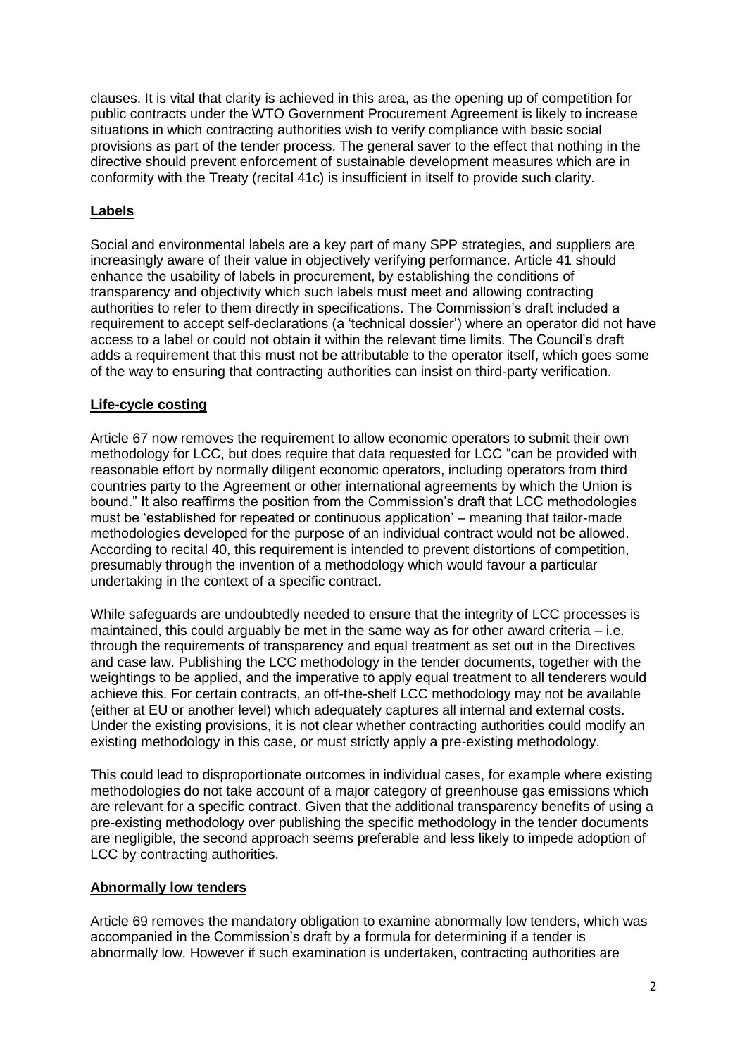clauses. It is vital that clarity is achieved in this area, as the opening up of competition for public contracts under the WTO Government Procurement Agreement is likely to increase situations in which contracting authorities wish to verify compliance with basic social provisions as part of the tender process. The general saver to the effect that nothing in the directive should prevent enforcement of sustainable development measures which are in conformity with the Treaty (recital 41c) is insufficient in itself to provide such clarity.

## Labels

Social and environmental labels are a key part of many SPP strategies, and suppliers are increasingly aware of their value in objectively verifying performance. Article 41 should enhance the usability of labels in procurement, by establishing the conditions of transparency and objectivity which such labels must meet and allowing contracting authorities to refer to them directly in specifications. The Commission's draft included a requirement to accept self-declarations (a 'technical dossier') where an operator did not have access to a label or could not obtain it within the relevant time limits. The Council's draft adds a requirement that this must not be attributable to the operator itself, which goes some of the way to ensuring that contracting authorities can insist on third-party verification.

## Life-cycle costing

Article 67 now removes the requirement to allow economic operators to submit their own methodology for LCC, but does require that data requested for LCC "can be provided with reasonable effort by normally diligent economic operators, including operators from third countries party to the Agreement or other international agreements by which the Union is bound." It also reaffirms the position from the Commission's draft that LCC methodologies must be 'established for repeated or continuous application' – meaning that tailor-made methodologies developed for the purpose of an individual contract would not be allowed. According to recital 40, this requirement is intended to prevent distortions of competition, presumably through the invention of a methodology which would favour a particular undertaking in the context of a specific contract.

While safeguards are undoubtedly needed to ensure that the integrity of LCC processes is maintained, this could arguably be met in the same way as for other award criteria – i.e. through the requirements of transparency and equal treatment as set out in the Directives and case law. Publishing the LCC methodology in the tender documents, together with the weightings to be applied, and the imperative to apply equal treatment to all tenderers would achieve this. For certain contracts, an off-the-shelf LCC methodology may not be available (either at EU or another level) which adequately captures all internal and external costs. Under the existing provisions, it is not clear whether contracting authorities could modify an existing methodology in this case, or must strictly apply a pre-existing methodology.

This could lead to disproportionate outcomes in individual cases, for example where existing methodologies do not take account of a major category of greenhouse gas emissions which are relevant for a specific contract. Given that the additional transparency benefits of using a pre-existing methodology over publishing the specific methodology in the tender documents are negligible, the second approach seems preferable and less likely to impede adoption of LCC by contracting authorities.

## Abnormally low tenders

Article 69 removes the mandatory obligation to examine abnormally low tenders, which was accompanied in the Commission's draft by a formula for determining if a tender is abnormally low. However if such examination is undertaken, contracting authorities are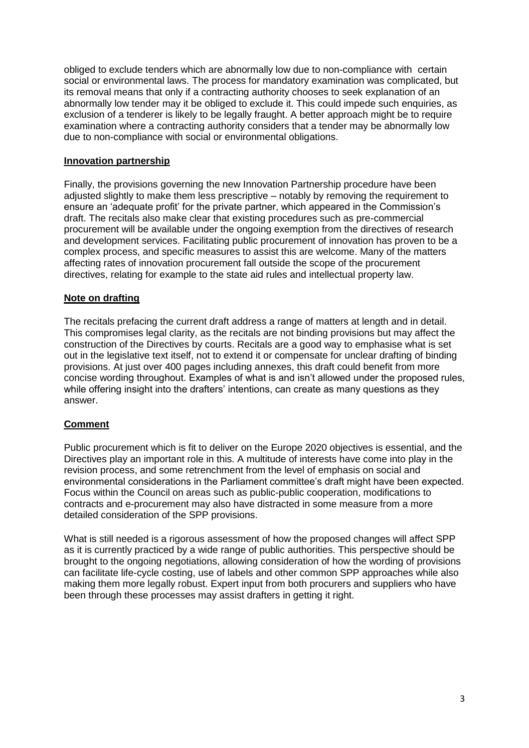obliged to exclude tenders which are abnormally low due to non-compliance with certain social or environmental laws. The process for mandatory examination was complicated, but its removal means that only if a contracting authority chooses to seek explanation of an abnormally low tender may it be obliged to exclude it. This could impede such enquiries, as exclusion of a tenderer is likely to be legally fraught. A better approach might be to require examination where a contracting authority considers that a tender may be abnormally low due to non-compliance with social or environmental obligations.

## Innovation partnership

Finally, the provisions governing the new Innovation Partnership procedure have been adjusted slightly to make them less prescriptive – notably by removing the requirement to ensure an 'adequate profit' for the private partner, which appeared in the Commission's draft. The recitals also make clear that existing procedures such as pre-commercial procurement will be available under the ongoing exemption from the directives of research and development services. Facilitating public procurement of innovation has proven to be a complex process, and specific measures to assist this are welcome. Many of the matters affecting rates of innovation procurement fall outside the scope of the procurement directives, relating for example to the state aid rules and intellectual property law.

## Note on drafting

The recitals prefacing the current draft address a range of matters at length and in detail. This compromises legal clarity, as the recitals are not binding provisions but may affect the construction of the Directives by courts. Recitals are a good way to emphasise what is set out in the legislative text itself, not to extend it or compensate for unclear drafting of binding provisions. At just over 400 pages including annexes, this draft could benefit from more concise wording throughout. Examples of what is and isn't allowed under the proposed rules, while offering insight into the drafters' intentions, can create as many questions as they answer.

## Comment

Public procurement which is fit to deliver on the Europe 2020 objectives is essential, and the Directives play an important role in this. A multitude of interests have come into play in the revision process, and some retrenchment from the level of emphasis on social and environmental considerations in the Parliament committee's draft might have been expected. Focus within the Council on areas such as public-public cooperation, modifications to contracts and e-procurement may also have distracted in some measure from a more detailed consideration of the SPP provisions.

What is still needed is a rigorous assessment of how the proposed changes will affect SPP as it is currently practiced by a wide range of public authorities. This perspective should be brought to the ongoing negotiations, allowing consideration of how the wording of provisions can facilitate life-cycle costing, use of labels and other common SPP approaches while also making them more legally robust. Expert input from both procurers and suppliers who have been through these processes may assist drafters in getting it right.